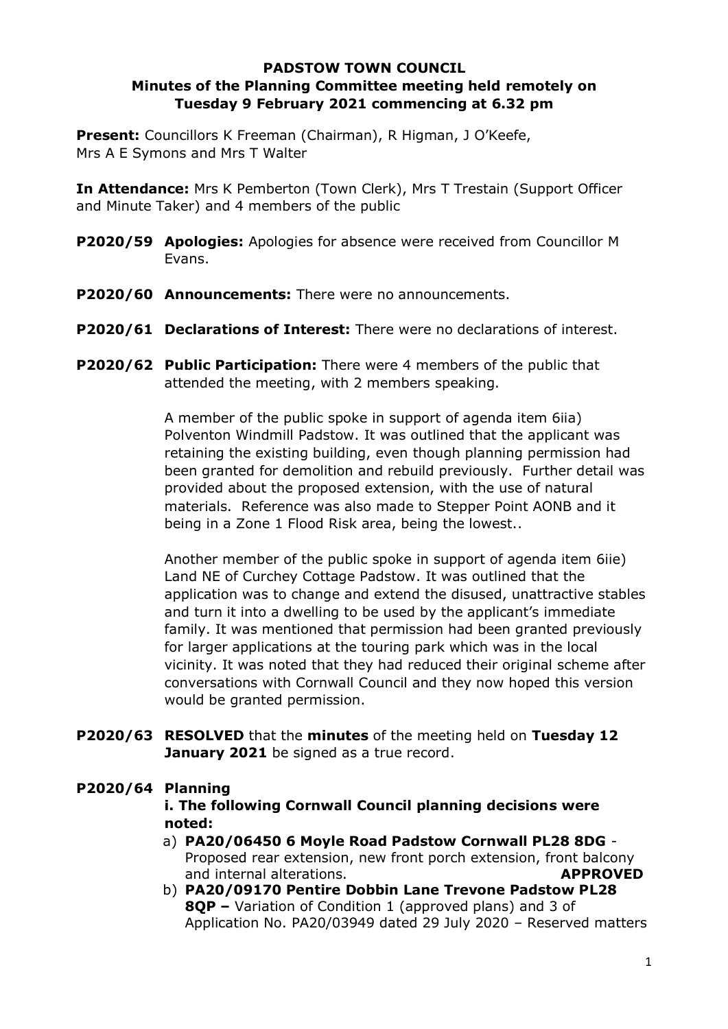# PADSTOW TOWN COUNCIL

## Minutes of the Planning Committee meeting held remotely on Tuesday 9 February 2021 commencing at 6.32 pm

**Present:** Councillors K Freeman (Chairman), R Higman, J O'Keefe, Mrs A E Symons and Mrs T Walter

**In Attendance:** Mrs K Pemberton (Town Clerk), Mrs T Trestain (Support Officer and Minute Taker) and 4 members of the public

**P2020/59 Apologies:** Apologies for absence were received from Councillor M Evans.

**P2020/60 Announcements:** There were no announcements.

**P2020/61 Declarations of Interest:** There were no declarations of interest.

**P2020/62 Public Participation:** There were 4 members of the public that attended the meeting, with 2 members speaking.

A member of the public spoke in support of agenda item 6iia) Polventon Windmill Padstow. It was outlined that the applicant was retaining the existing building, even though planning permission had been granted for demolition and rebuild previously. Further detail was provided about the proposed extension, with the use of natural materials. Reference was also made to Stepper Point AONB and it being in a Zone 1 Flood Risk area, being the lowest..

Another member of the public spoke in support of agenda item 6iie) Land NE of Curchey Cottage Padstow. It was outlined that the application was to change and extend the disused, unattractive stables and turn it into a dwelling to be used by the applicant's immediate family. It was mentioned that permission had been granted previously for larger applications at the touring park which was in the local vicinity. It was noted that they had reduced their original scheme after conversations with Cornwall Council and they now hoped this version would be granted permission.

**P2020/63 RESOLVED** that the **minutes** of the meeting held on **Tuesday 12 January 2021** be signed as a true record.

**P2020/64 Planning**

**i. The following Cornwall Council planning decisions were noted:**

a) **PA20/06450 6 Moyle Road Padstow Cornwall PL28 8DG** - Proposed rear extension, new front porch extension, front balcony and internal alterations. **APPROVED**

b) **PA20/09170 Pentire Dobbin Lane Trevone Padstow PL28 8QP –** Variation of Condition 1 (approved plans) and 3 of Application No. PA20/03949 dated 29 July 2020 – Reserved matters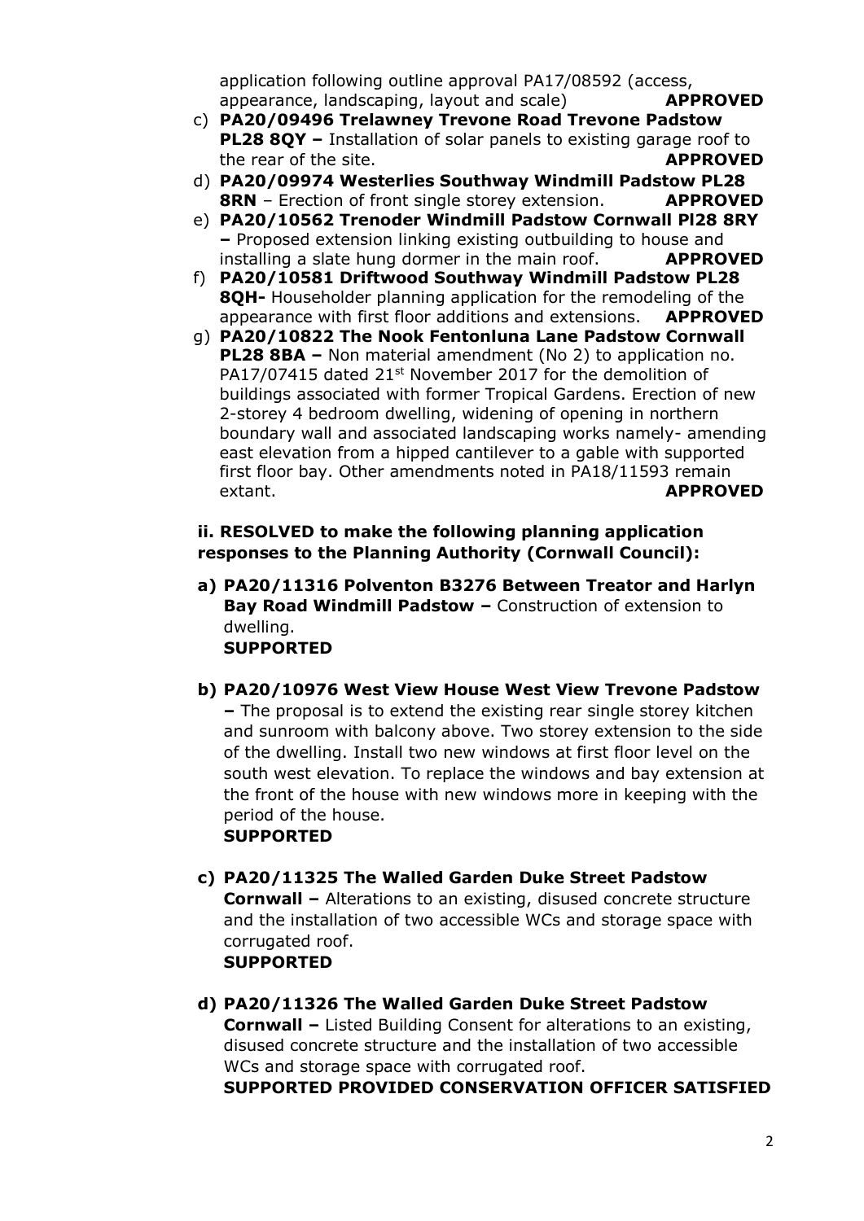application following outline approval PA17/08592 (access, appearance, landscaping, layout and scale) **APPROVED**

c) **PA20/09496 Trelawney Trevone Road Trevone Padstow PL28 8QY –** Installation of solar panels to existing garage roof to the rear of the site. **APPROVED**

d) **PA20/09974 Westerlies Southway Windmill Padstow PL28 8RN** – Erection of front single storey extension. **APPROVED**

e) **PA20/10562 Trenoder Windmill Padstow Cornwall Pl28 8RY –** Proposed extension linking existing outbuilding to house and installing a slate hung dormer in the main roof. **APPROVED**

f) **PA20/10581 Driftwood Southway Windmill Padstow PL28 8QH-** Householder planning application for the remodeling of the appearance with first floor additions and extensions. **APPROVED**

g) **PA20/10822 The Nook Fentonluna Lane Padstow Cornwall PL28 8BA –** Non material amendment (No 2) to application no. PA17/07415 dated 21st November 2017 for the demolition of buildings associated with former Tropical Gardens. Erection of new 2-storey 4 bedroom dwelling, widening of opening in northern boundary wall and associated landscaping works namely- amending east elevation from a hipped cantilever to a gable with supported first floor bay. Other amendments noted in PA18/11593 remain extant. **APPROVED**

**ii. RESOLVED to make the following planning application responses to the Planning Authority (Cornwall Council):**

**a) PA20/11316 Polventon B3276 Between Treator and Harlyn Bay Road Windmill Padstow –** Construction of extension to dwelling.
**SUPPORTED**

**b) PA20/10976 West View House West View Trevone Padstow –** The proposal is to extend the existing rear single storey kitchen and sunroom with balcony above. Two storey extension to the side of the dwelling. Install two new windows at first floor level on the south west elevation. To replace the windows and bay extension at the front of the house with new windows more in keeping with the period of the house.
**SUPPORTED**

**c) PA20/11325 The Walled Garden Duke Street Padstow Cornwall –** Alterations to an existing, disused concrete structure and the installation of two accessible WCs and storage space with corrugated roof.
**SUPPORTED**

**d) PA20/11326 The Walled Garden Duke Street Padstow Cornwall –** Listed Building Consent for alterations to an existing, disused concrete structure and the installation of two accessible WCs and storage space with corrugated roof.
**SUPPORTED PROVIDED CONSERVATION OFFICER SATISFIED**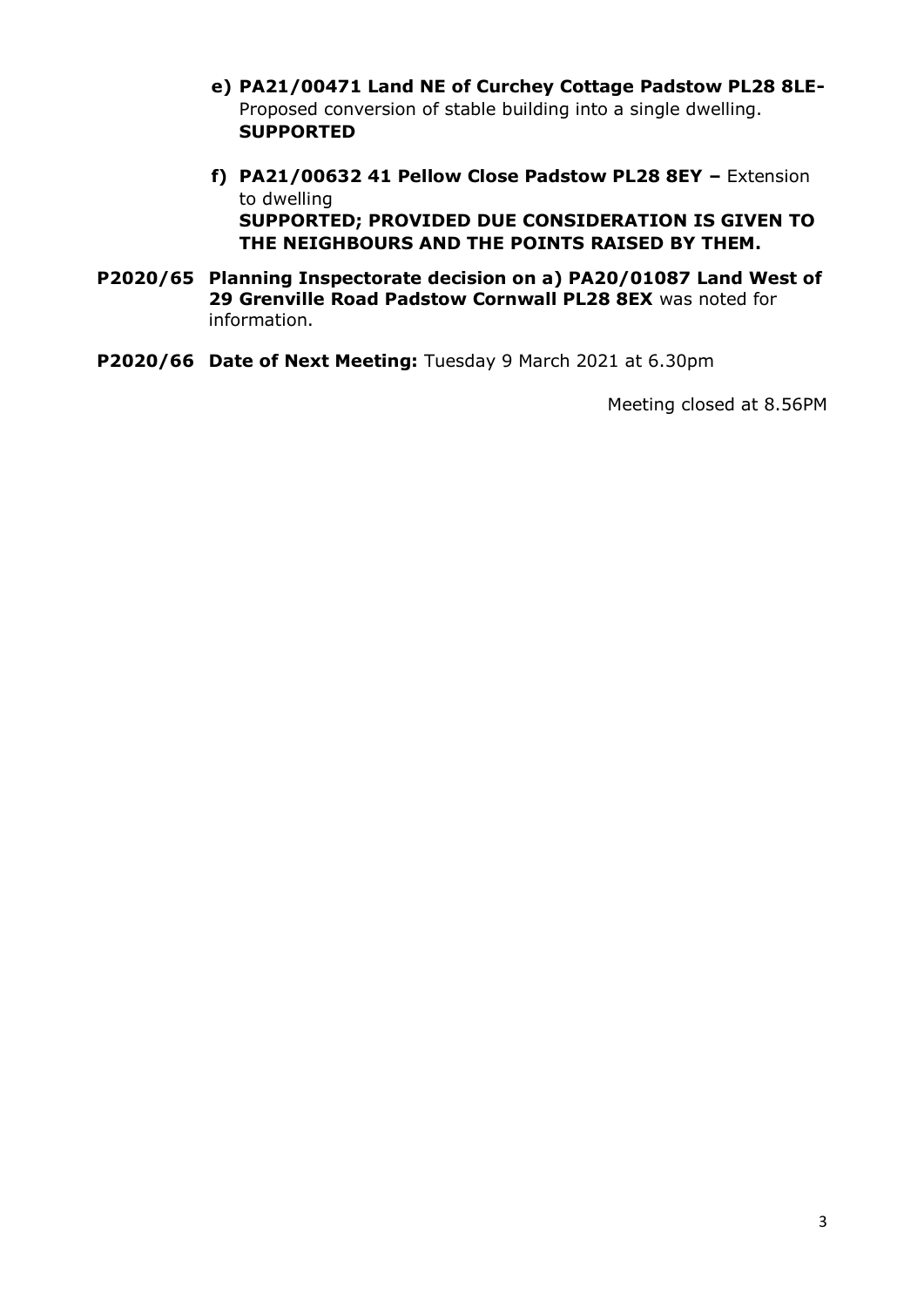**e) PA21/00471 Land NE of Curchey Cottage Padstow PL28 8LE-** Proposed conversion of stable building into a single dwelling. **SUPPORTED**

**f) PA21/00632 41 Pellow Close Padstow PL28 8EY –** Extension to dwelling
**SUPPORTED; PROVIDED DUE CONSIDERATION IS GIVEN TO THE NEIGHBOURS AND THE POINTS RAISED BY THEM.**

**P2020/65 Planning Inspectorate decision on a) PA20/01087 Land West of 29 Grenville Road Padstow Cornwall PL28 8EX** was noted for information.

**P2020/66 Date of Next Meeting:** Tuesday 9 March 2021 at 6.30pm

Meeting closed at 8.56PM